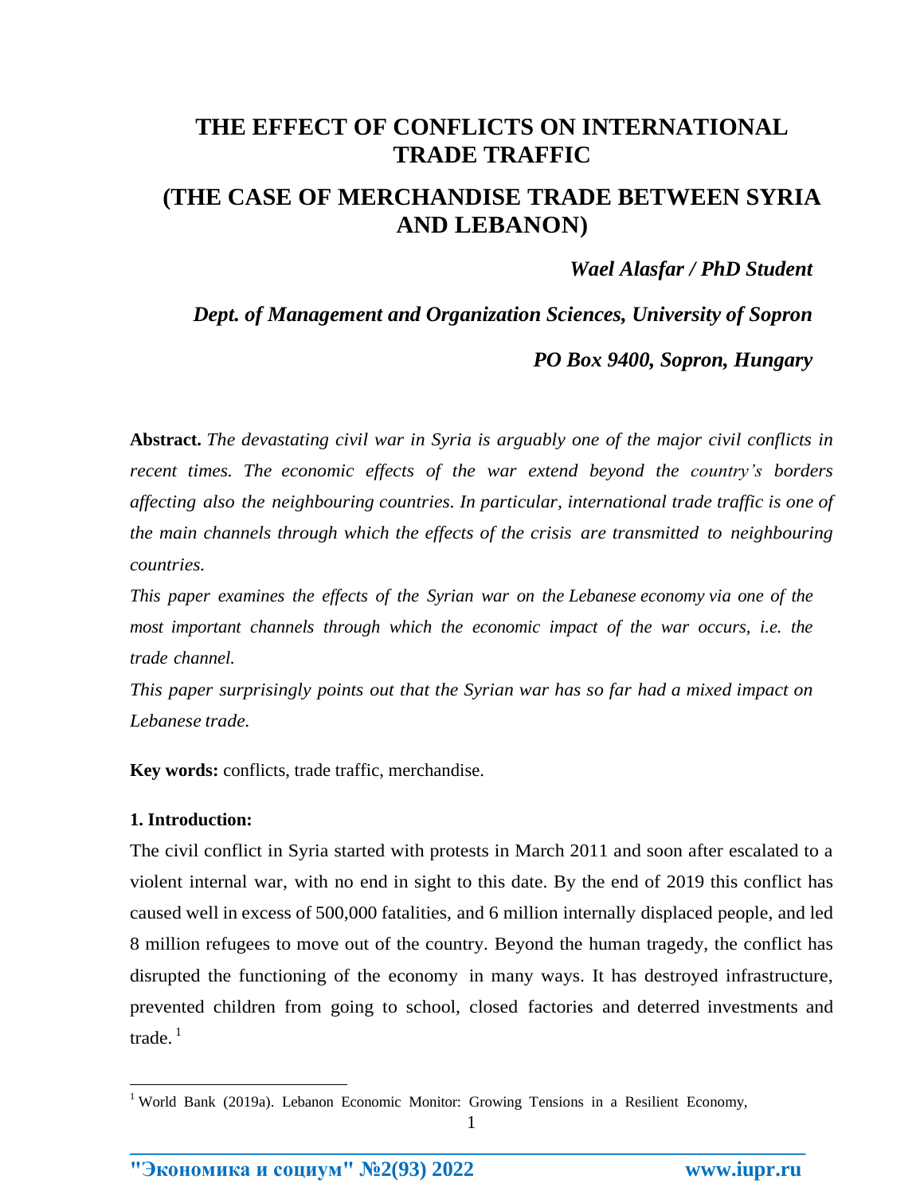# THE EFFECT OF CONFLICTS ON INTERNATIONAL TRADE TRAFFIC

# (THE CASE OF MERCHANDISE TRADE BETWEEN SYRIA AND LEBANON)

***Wael Alasfar / PhD Student***

***Dept. of Management and Organization Sciences, University of Sopron***

***PO Box 9400, Sopron, Hungary***

**Abstract.** *The devastating civil war in Syria is arguably one of the major civil conflicts in recent times. The economic effects of the war extend beyond the country's borders affecting also the neighbouring countries. In particular, international trade traffic is one of the main channels through which the effects of the crisis are transmitted to neighbouring countries.*

*This paper examines the effects of the Syrian war on the Lebanese economy via one of the most important channels through which the economic impact of the war occurs, i.e. the trade channel.*

*This paper surprisingly points out that the Syrian war has so far had a mixed impact on Lebanese trade.*

**Key words:** conflicts, trade traffic, merchandise.

**1. Introduction:**

The civil conflict in Syria started with protests in March 2011 and soon after escalated to a violent internal war, with no end in sight to this date. By the end of 2019 this conflict has caused well in excess of 500,000 fatalities, and 6 million internally displaced people, and led 8 million refugees to move out of the country. Beyond the human tragedy, the conflict has disrupted the functioning of the economy in many ways. It has destroyed infrastructure, prevented children from going to school, closed factories and deterred investments and trade. [1]

[1] World Bank (2019a). Lebanon Economic Monitor: Growing Tensions in a Resilient Economy,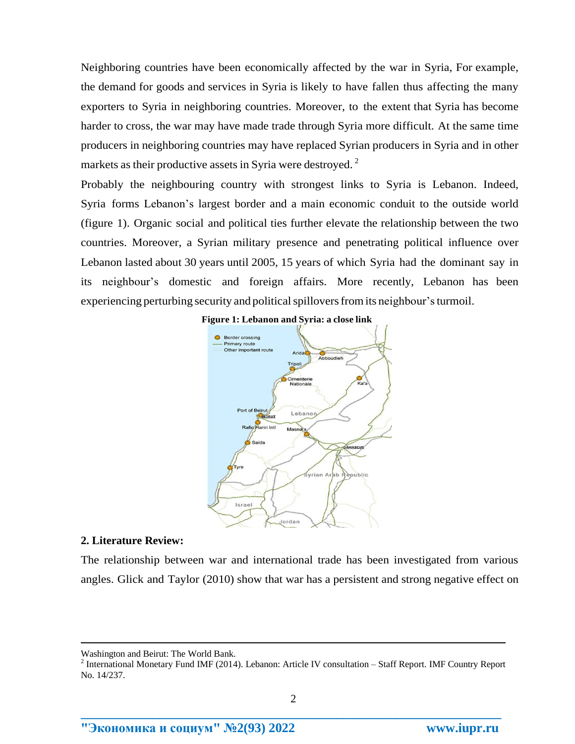Neighboring countries have been economically affected by the war in Syria, For example, the demand for goods and services in Syria is likely to have fallen thus affecting the many exporters to Syria in neighboring countries. Moreover, to the extent that Syria has become harder to cross, the war may have made trade through Syria more difficult. At the same time producers in neighboring countries may have replaced Syrian producers in Syria and in other markets as their productive assets in Syria were destroyed. [2]

Probably the neighbouring country with strongest links to Syria is Lebanon. Indeed, Syria forms Lebanon's largest border and a main economic conduit to the outside world (figure 1). Organic social and political ties further elevate the relationship between the two countries. Moreover, a Syrian military presence and penetrating political influence over Lebanon lasted about 30 years until 2005, 15 years of which Syria had the dominant say in its neighbour's domestic and foreign affairs. More recently, Lebanon has been experiencing perturbing security and political spillovers from its neighbour's turmoil.

**Figure 1: Lebanon and Syria: a close link**

## 2. Literature Review:

The relationship between war and international trade has been investigated from various angles. Glick and Taylor (2010) show that war has a persistent and strong negative effect on

---

Washington and Beirut: The World Bank.

[2] International Monetary Fund IMF (2014). Lebanon: Article IV consultation – Staff Report. IMF Country Report No. 14/237.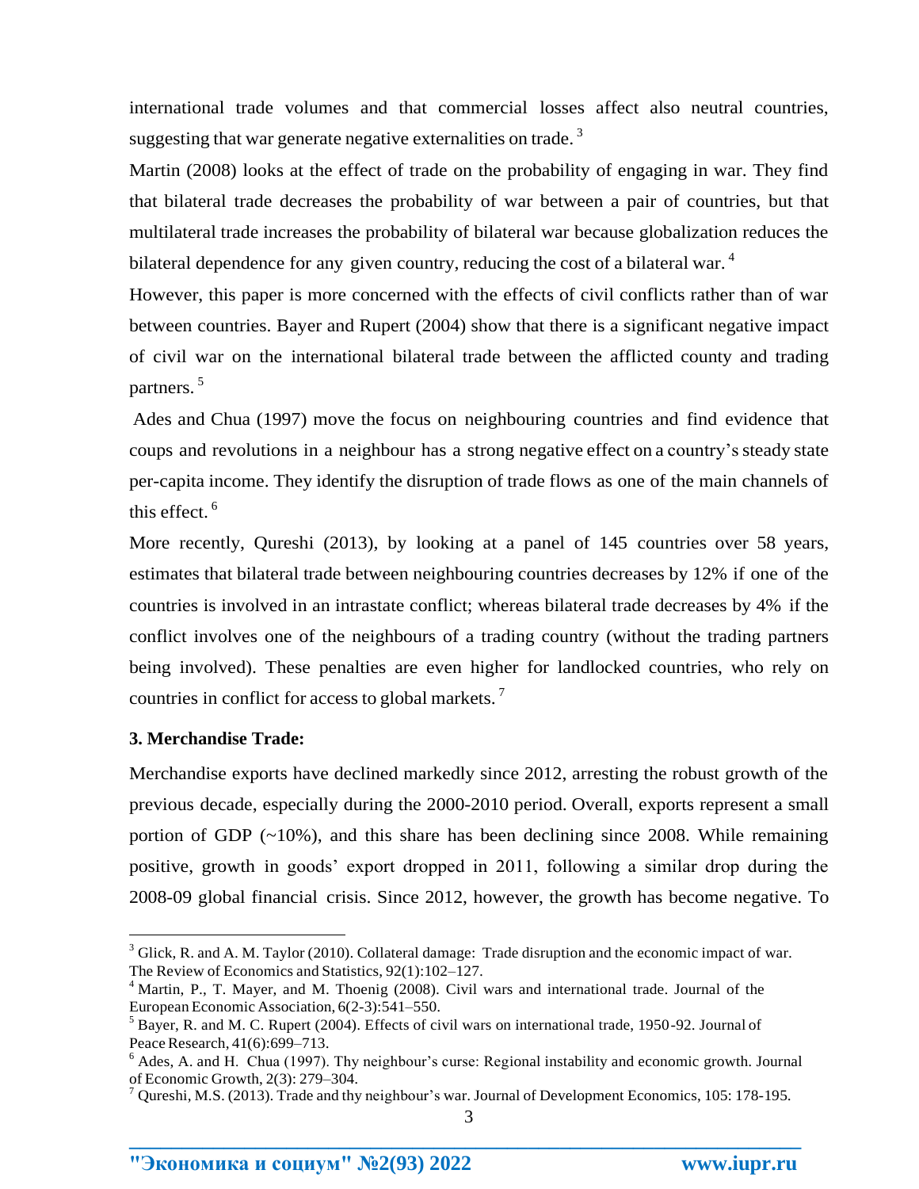international trade volumes and that commercial losses affect also neutral countries, suggesting that war generate negative externalities on trade. [3]

Martin (2008) looks at the effect of trade on the probability of engaging in war. They find that bilateral trade decreases the probability of war between a pair of countries, but that multilateral trade increases the probability of bilateral war because globalization reduces the bilateral dependence for any given country, reducing the cost of a bilateral war. [4]

However, this paper is more concerned with the effects of civil conflicts rather than of war between countries. Bayer and Rupert (2004) show that there is a significant negative impact of civil war on the international bilateral trade between the afflicted county and trading partners. [5]

Ades and Chua (1997) move the focus on neighbouring countries and find evidence that coups and revolutions in a neighbour has a strong negative effect on a country's steady state per-capita income. They identify the disruption of trade flows as one of the main channels of this effect. [6]

More recently, Qureshi (2013), by looking at a panel of 145 countries over 58 years, estimates that bilateral trade between neighbouring countries decreases by 12% if one of the countries is involved in an intrastate conflict; whereas bilateral trade decreases by 4% if the conflict involves one of the neighbours of a trading country (without the trading partners being involved). These penalties are even higher for landlocked countries, who rely on countries in conflict for access to global markets. [7]

**3. Merchandise Trade:**

Merchandise exports have declined markedly since 2012, arresting the robust growth of the previous decade, especially during the 2000-2010 period. Overall, exports represent a small portion of GDP (~10%), and this share has been declining since 2008. While remaining positive, growth in goods' export dropped in 2011, following a similar drop during the 2008-09 global financial crisis. Since 2012, however, the growth has become negative. To

---

[3] Glick, R. and A. M. Taylor (2010). Collateral damage: Trade disruption and the economic impact of war. The Review of Economics and Statistics, 92(1):102–127.

[4] Martin, P., T. Mayer, and M. Thoenig (2008). Civil wars and international trade. Journal of the European Economic Association, 6(2-3):541–550.

[5] Bayer, R. and M. C. Rupert (2004). Effects of civil wars on international trade, 1950-92. Journal of Peace Research, 41(6):699–713.

[6] Ades, A. and H. Chua (1997). Thy neighbour's curse: Regional instability and economic growth. Journal of Economic Growth, 2(3): 279–304.

[7] Qureshi, M.S. (2013). Trade and thy neighbour's war. Journal of Development Economics, 105: 178-195.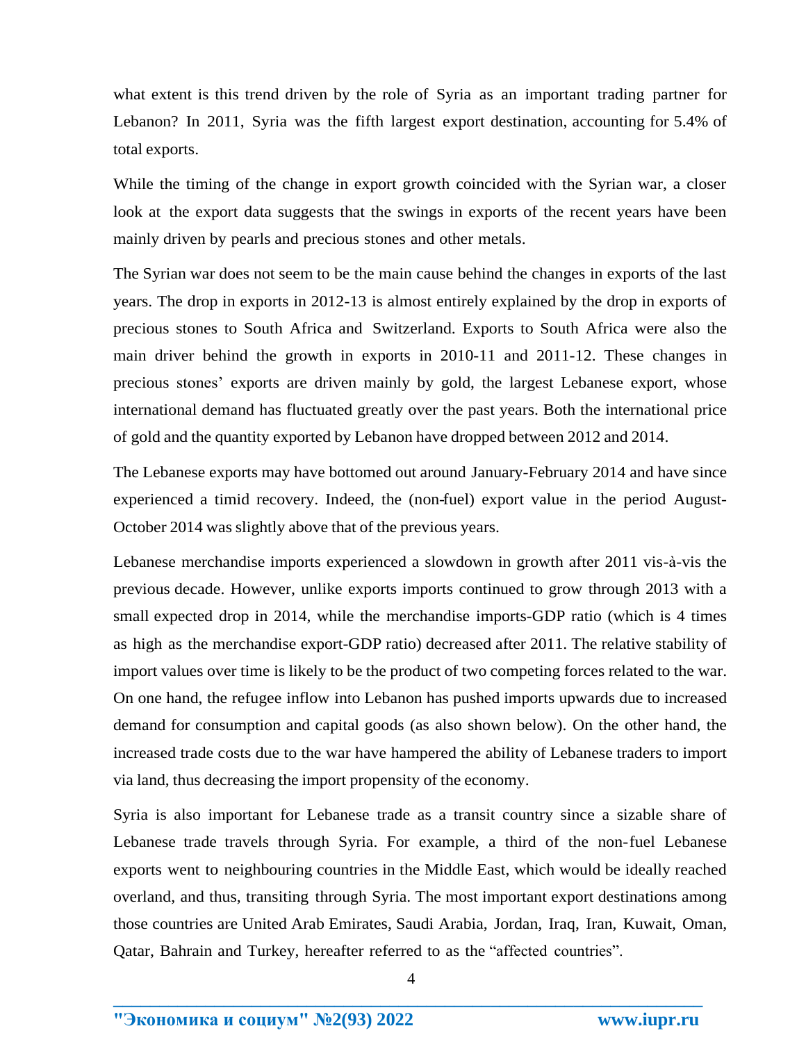what extent is this trend driven by the role of Syria as an important trading partner for Lebanon? In 2011, Syria was the fifth largest export destination, accounting for 5.4% of total exports.

While the timing of the change in export growth coincided with the Syrian war, a closer look at the export data suggests that the swings in exports of the recent years have been mainly driven by pearls and precious stones and other metals.

The Syrian war does not seem to be the main cause behind the changes in exports of the last years. The drop in exports in 2012-13 is almost entirely explained by the drop in exports of precious stones to South Africa and Switzerland. Exports to South Africa were also the main driver behind the growth in exports in 2010-11 and 2011-12. These changes in precious stones' exports are driven mainly by gold, the largest Lebanese export, whose international demand has fluctuated greatly over the past years. Both the international price of gold and the quantity exported by Lebanon have dropped between 2012 and 2014.

The Lebanese exports may have bottomed out around January-February 2014 and have since experienced a timid recovery. Indeed, the (non-fuel) export value in the period August-October 2014 was slightly above that of the previous years.

Lebanese merchandise imports experienced a slowdown in growth after 2011 vis-à-vis the previous decade. However, unlike exports imports continued to grow through 2013 with a small expected drop in 2014, while the merchandise imports-GDP ratio (which is 4 times as high as the merchandise export-GDP ratio) decreased after 2011. The relative stability of import values over time is likely to be the product of two competing forces related to the war. On one hand, the refugee inflow into Lebanon has pushed imports upwards due to increased demand for consumption and capital goods (as also shown below). On the other hand, the increased trade costs due to the war have hampered the ability of Lebanese traders to import via land, thus decreasing the import propensity of the economy.

Syria is also important for Lebanese trade as a transit country since a sizable share of Lebanese trade travels through Syria. For example, a third of the non-fuel Lebanese exports went to neighbouring countries in the Middle East, which would be ideally reached overland, and thus, transiting through Syria. The most important export destinations among those countries are United Arab Emirates, Saudi Arabia, Jordan, Iraq, Iran, Kuwait, Oman, Qatar, Bahrain and Turkey, hereafter referred to as the "affected countries".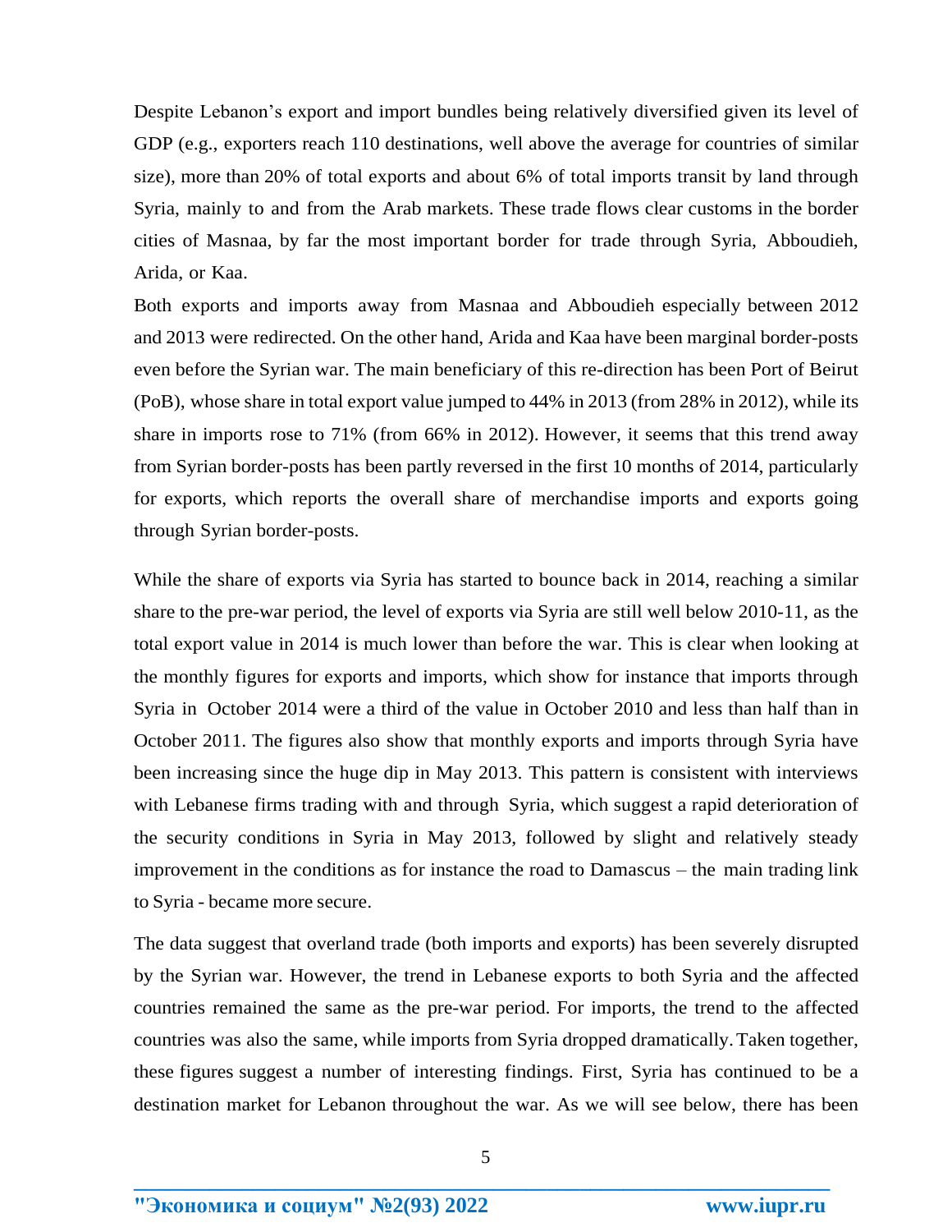Despite Lebanon's export and import bundles being relatively diversified given its level of GDP (e.g., exporters reach 110 destinations, well above the average for countries of similar size), more than 20% of total exports and about 6% of total imports transit by land through Syria, mainly to and from the Arab markets. These trade flows clear customs in the border cities of Masnaa, by far the most important border for trade through Syria, Abboudieh, Arida, or Kaa.

Both exports and imports away from Masnaa and Abboudieh especially between 2012 and 2013 were redirected. On the other hand, Arida and Kaa have been marginal border-posts even before the Syrian war. The main beneficiary of this re-direction has been Port of Beirut (PoB), whose share in total export value jumped to 44% in 2013 (from 28% in 2012), while its share in imports rose to 71% (from 66% in 2012). However, it seems that this trend away from Syrian border-posts has been partly reversed in the first 10 months of 2014, particularly for exports, which reports the overall share of merchandise imports and exports going through Syrian border-posts.

While the share of exports via Syria has started to bounce back in 2014, reaching a similar share to the pre-war period, the level of exports via Syria are still well below 2010-11, as the total export value in 2014 is much lower than before the war. This is clear when looking at the monthly figures for exports and imports, which show for instance that imports through Syria in October 2014 were a third of the value in October 2010 and less than half than in October 2011. The figures also show that monthly exports and imports through Syria have been increasing since the huge dip in May 2013. This pattern is consistent with interviews with Lebanese firms trading with and through Syria, which suggest a rapid deterioration of the security conditions in Syria in May 2013, followed by slight and relatively steady improvement in the conditions as for instance the road to Damascus – the main trading link to Syria - became more secure.

The data suggest that overland trade (both imports and exports) has been severely disrupted by the Syrian war. However, the trend in Lebanese exports to both Syria and the affected countries remained the same as the pre-war period. For imports, the trend to the affected countries was also the same, while imports from Syria dropped dramatically. Taken together, these figures suggest a number of interesting findings. First, Syria has continued to be a destination market for Lebanon throughout the war. As we will see below, there has been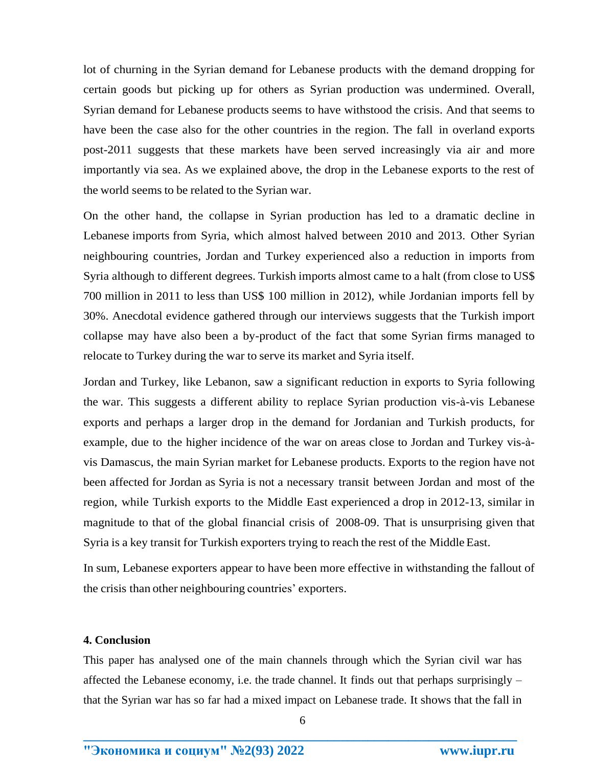lot of churning in the Syrian demand for Lebanese products with the demand dropping for certain goods but picking up for others as Syrian production was undermined. Overall, Syrian demand for Lebanese products seems to have withstood the crisis. And that seems to have been the case also for the other countries in the region. The fall in overland exports post-2011 suggests that these markets have been served increasingly via air and more importantly via sea. As we explained above, the drop in the Lebanese exports to the rest of the world seems to be related to the Syrian war.

On the other hand, the collapse in Syrian production has led to a dramatic decline in Lebanese imports from Syria, which almost halved between 2010 and 2013. Other Syrian neighbouring countries, Jordan and Turkey experienced also a reduction in imports from Syria although to different degrees. Turkish imports almost came to a halt (from close to US$ 700 million in 2011 to less than US$ 100 million in 2012), while Jordanian imports fell by 30%. Anecdotal evidence gathered through our interviews suggests that the Turkish import collapse may have also been a by-product of the fact that some Syrian firms managed to relocate to Turkey during the war to serve its market and Syria itself.

Jordan and Turkey, like Lebanon, saw a significant reduction in exports to Syria following the war. This suggests a different ability to replace Syrian production vis-à-vis Lebanese exports and perhaps a larger drop in the demand for Jordanian and Turkish products, for example, due to the higher incidence of the war on areas close to Jordan and Turkey vis-à-vis Damascus, the main Syrian market for Lebanese products. Exports to the region have not been affected for Jordan as Syria is not a necessary transit between Jordan and most of the region, while Turkish exports to the Middle East experienced a drop in 2012-13, similar in magnitude to that of the global financial crisis of 2008-09. That is unsurprising given that Syria is a key transit for Turkish exporters trying to reach the rest of the Middle East.

In sum, Lebanese exporters appear to have been more effective in withstanding the fallout of the crisis than other neighbouring countries' exporters.

**4. Conclusion**

This paper has analysed one of the main channels through which the Syrian civil war has affected the Lebanese economy, i.e. the trade channel. It finds out that perhaps surprisingly – that the Syrian war has so far had a mixed impact on Lebanese trade. It shows that the fall in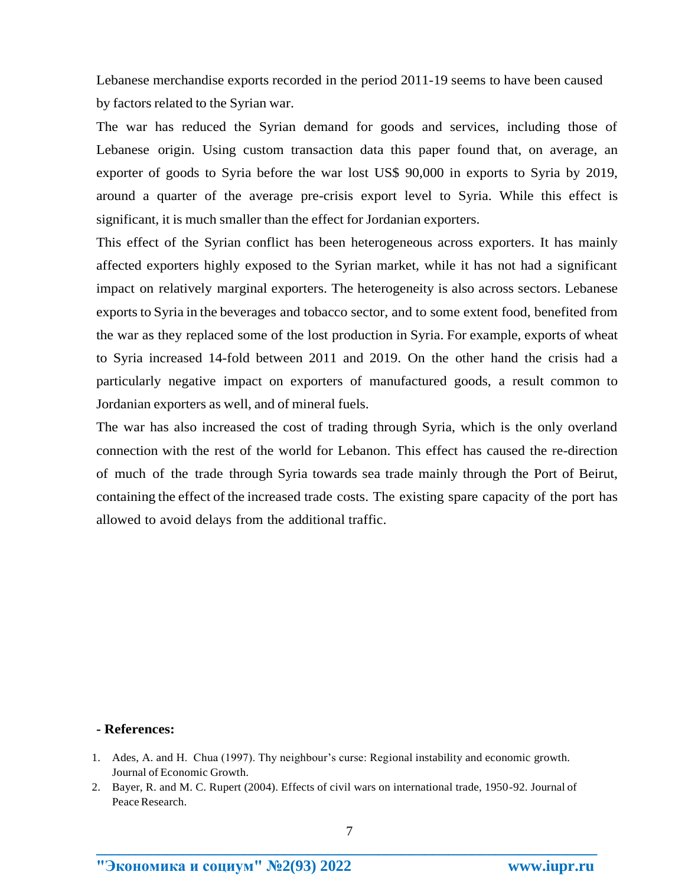Lebanese merchandise exports recorded in the period 2011-19 seems to have been caused by factors related to the Syrian war.

The war has reduced the Syrian demand for goods and services, including those of Lebanese origin. Using custom transaction data this paper found that, on average, an exporter of goods to Syria before the war lost US$ 90,000 in exports to Syria by 2019, around a quarter of the average pre-crisis export level to Syria. While this effect is significant, it is much smaller than the effect for Jordanian exporters.

This effect of the Syrian conflict has been heterogeneous across exporters. It has mainly affected exporters highly exposed to the Syrian market, while it has not had a significant impact on relatively marginal exporters. The heterogeneity is also across sectors. Lebanese exports to Syria in the beverages and tobacco sector, and to some extent food, benefited from the war as they replaced some of the lost production in Syria. For example, exports of wheat to Syria increased 14-fold between 2011 and 2019. On the other hand the crisis had a particularly negative impact on exporters of manufactured goods, a result common to Jordanian exporters as well, and of mineral fuels.

The war has also increased the cost of trading through Syria, which is the only overland connection with the rest of the world for Lebanon. This effect has caused the re-direction of much of the trade through Syria towards sea trade mainly through the Port of Beirut, containing the effect of the increased trade costs. The existing spare capacity of the port has allowed to avoid delays from the additional traffic.

**- References:**

1. Ades, A. and H. Chua (1997). Thy neighbour's curse: Regional instability and economic growth. Journal of Economic Growth.
2. Bayer, R. and M. C. Rupert (2004). Effects of civil wars on international trade, 1950-92. Journal of Peace Research.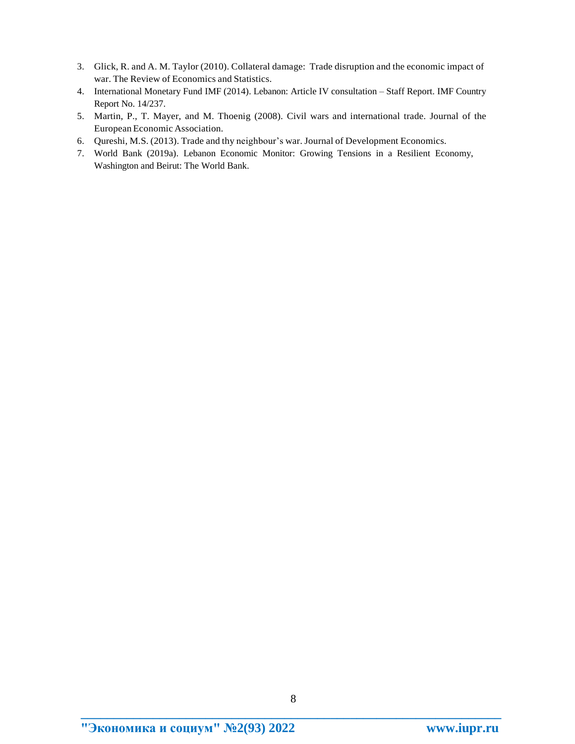3. Glick, R. and A. M. Taylor (2010). Collateral damage: Trade disruption and the economic impact of war. The Review of Economics and Statistics.
4. International Monetary Fund IMF (2014). Lebanon: Article IV consultation – Staff Report. IMF Country Report No. 14/237.
5. Martin, P., T. Mayer, and M. Thoenig (2008). Civil wars and international trade. Journal of the European Economic Association.
6. Qureshi, M.S. (2013). Trade and thy neighbour's war. Journal of Development Economics.
7. World Bank (2019a). Lebanon Economic Monitor: Growing Tensions in a Resilient Economy, Washington and Beirut: The World Bank.